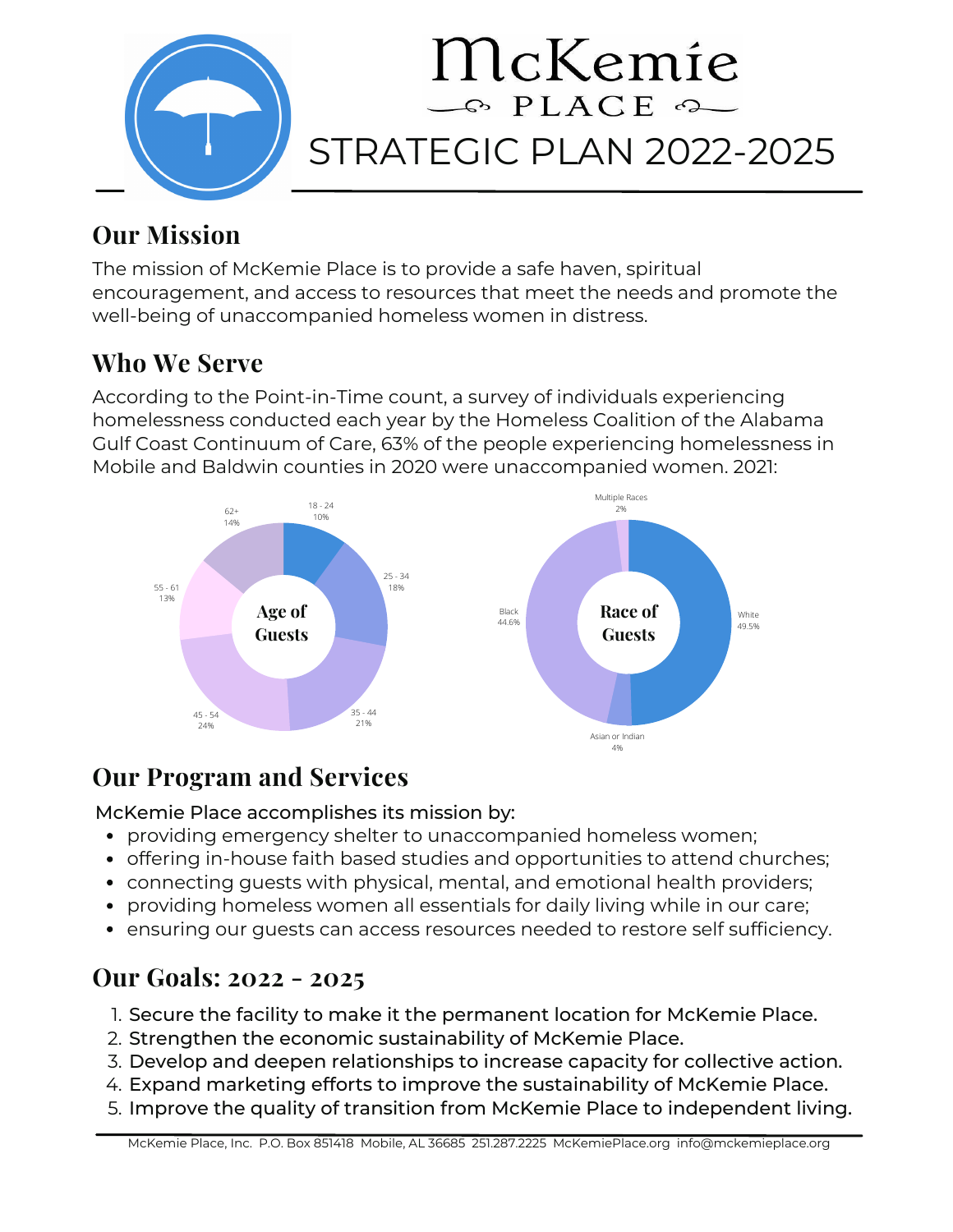# McKemie PLACE

# STRATEGIC PLAN 2022-2025

## Our Mission

The mission of McKemie Place is to provide a safe haven, spiritual encouragement, and access to resources that meet the needs and promote the well-being of unaccompanied homeless women in distress.

## Who We Serve

According to the Point-in-Time count, a survey of individuals experiencing homelessness conducted each year by the Homeless Coalition of the Alabama Gulf Coast Continuum of Care, 63% of the people experiencing homelessness in Mobile and Baldwin counties in 2020 were unaccompanied women. 2021:

**Age of Guests**

| Age | Percent |
| --- | --- |
| 18 - 24 | 10% |
| 25 - 34 | 18% |
| 35 - 44 | 21% |
| 45 - 54 | 24% |
| 55 - 61 | 13% |
| 62+ | 14% |

**Race of Guests**

| Race | Percent |
| --- | --- |
| White | 49.5% |
| Black | 44.6% |
| Asian or Indian | 4% |
| Multiple Races | 2% |

## Our Program and Services

McKemie Place accomplishes its mission by:

- providing emergency shelter to unaccompanied homeless women;
- offering in-house faith based studies and opportunities to attend churches;
- connecting guests with physical, mental, and emotional health providers;
- providing homeless women all essentials for daily living while in our care;
- ensuring our guests can access resources needed to restore self sufficiency.

## Our Goals: 2022 - 2025

1. Secure the facility to make it the permanent location for McKemie Place.
2. Strengthen the economic sustainability of McKemie Place.
3. Develop and deepen relationships to increase capacity for collective action.
4. Expand marketing efforts to improve the sustainability of McKemie Place.
5. Improve the quality of transition from McKemie Place to independent living.

McKemie Place, Inc. P.O. Box 851418 Mobile, AL 36685 251.287.2225 McKemiePlace.org info@mckemieplace.org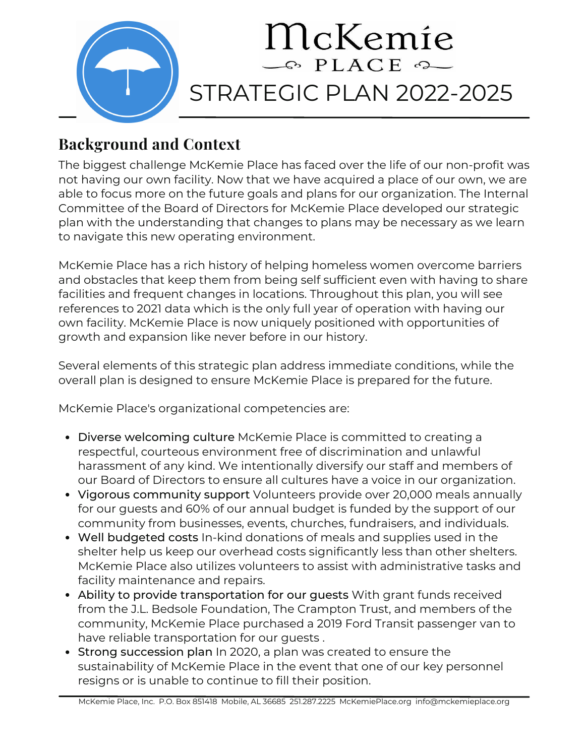# McKemie PLACE

# STRATEGIC PLAN 2022-2025

## Background and Context

The biggest challenge McKemie Place has faced over the life of our non-profit was not having our own facility. Now that we have acquired a place of our own, we are able to focus more on the future goals and plans for our organization. The Internal Committee of the Board of Directors for McKemie Place developed our strategic plan with the understanding that changes to plans may be necessary as we learn to navigate this new operating environment.

McKemie Place has a rich history of helping homeless women overcome barriers and obstacles that keep them from being self sufficient even with having to share facilities and frequent changes in locations. Throughout this plan, you will see references to 2021 data which is the only full year of operation with having our own facility. McKemie Place is now uniquely positioned with opportunities of growth and expansion like never before in our history.

Several elements of this strategic plan address immediate conditions, while the overall plan is designed to ensure McKemie Place is prepared for the future.

McKemie Place's organizational competencies are:

- Diverse welcoming culture McKemie Place is committed to creating a respectful, courteous environment free of discrimination and unlawful harassment of any kind. We intentionally diversify our staff and members of our Board of Directors to ensure all cultures have a voice in our organization.
- Vigorous community support Volunteers provide over 20,000 meals annually for our guests and 60% of our annual budget is funded by the support of our community from businesses, events, churches, fundraisers, and individuals.
- Well budgeted costs In-kind donations of meals and supplies used in the shelter help us keep our overhead costs significantly less than other shelters. McKemie Place also utilizes volunteers to assist with administrative tasks and facility maintenance and repairs.
- Ability to provide transportation for our guests With grant funds received from the J.L. Bedsole Foundation, The Crampton Trust, and members of the community, McKemie Place purchased a 2019 Ford Transit passenger van to have reliable transportation for our guests .
- Strong succession plan In 2020, a plan was created to ensure the sustainability of McKemie Place in the event that one of our key personnel resigns or is unable to continue to fill their position.

McKemie Place, Inc. P.O. Box 851418 Mobile, AL 36685 251.287.2225 McKemiePlace.org info@mckemieplace.org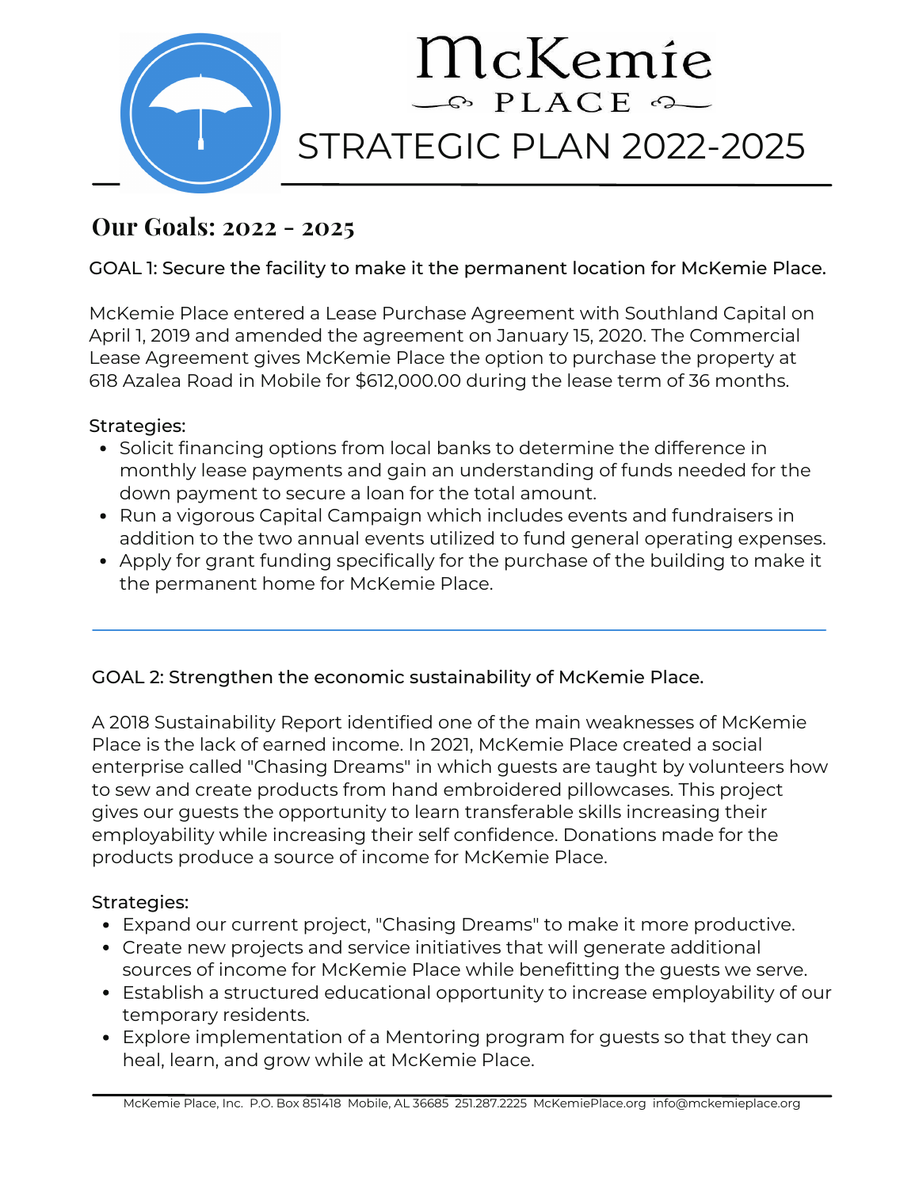# McKemie PLACE

# STRATEGIC PLAN 2022-2025

## Our Goals: 2022 - 2025

### GOAL 1: Secure the facility to make it the permanent location for McKemie Place.

McKemie Place entered a Lease Purchase Agreement with Southland Capital on April 1, 2019 and amended the agreement on January 15, 2020. The Commercial Lease Agreement gives McKemie Place the option to purchase the property at 618 Azalea Road in Mobile for $612,000.00 during the lease term of 36 months.

Strategies:

- Solicit financing options from local banks to determine the difference in monthly lease payments and gain an understanding of funds needed for the down payment to secure a loan for the total amount.
- Run a vigorous Capital Campaign which includes events and fundraisers in addition to the two annual events utilized to fund general operating expenses.
- Apply for grant funding specifically for the purchase of the building to make it the permanent home for McKemie Place.

---

### GOAL 2: Strengthen the economic sustainability of McKemie Place.

A 2018 Sustainability Report identified one of the main weaknesses of McKemie Place is the lack of earned income. In 2021, McKemie Place created a social enterprise called "Chasing Dreams" in which guests are taught by volunteers how to sew and create products from hand embroidered pillowcases. This project gives our guests the opportunity to learn transferable skills increasing their employability while increasing their self confidence. Donations made for the products produce a source of income for McKemie Place.

Strategies:

- Expand our current project, "Chasing Dreams" to make it more productive.
- Create new projects and service initiatives that will generate additional sources of income for McKemie Place while benefitting the guests we serve.
- Establish a structured educational opportunity to increase employability of our temporary residents.
- Explore implementation of a Mentoring program for guests so that they can heal, learn, and grow while at McKemie Place.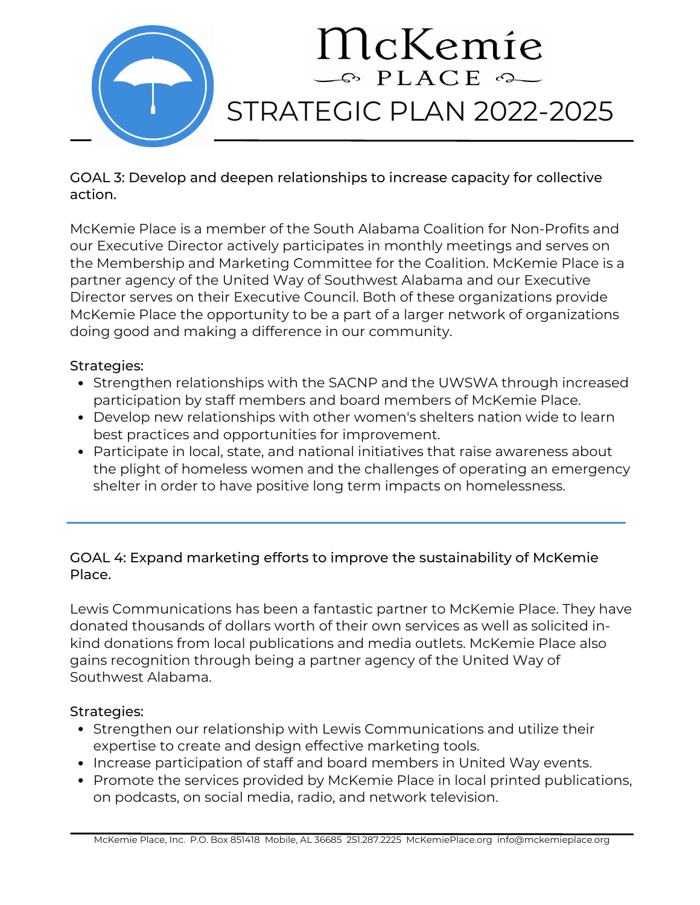# McKemie Place

## STRATEGIC PLAN 2022-2025

### GOAL 3: Develop and deepen relationships to increase capacity for collective action.

McKemie Place is a member of the South Alabama Coalition for Non-Profits and our Executive Director actively participates in monthly meetings and serves on the Membership and Marketing Committee for the Coalition. McKemie Place is a partner agency of the United Way of Southwest Alabama and our Executive Director serves on their Executive Council. Both of these organizations provide McKemie Place the opportunity to be a part of a larger network of organizations doing good and making a difference in our community.

Strategies:

- Strengthen relationships with the SACNP and the UWSWA through increased participation by staff members and board members of McKemie Place.
- Develop new relationships with other women's shelters nation wide to learn best practices and opportunities for improvement.
- Participate in local, state, and national initiatives that raise awareness about the plight of homeless women and the challenges of operating an emergency shelter in order to have positive long term impacts on homelessness.

---

### GOAL 4: Expand marketing efforts to improve the sustainability of McKemie Place.

Lewis Communications has been a fantastic partner to McKemie Place. They have donated thousands of dollars worth of their own services as well as solicited in-kind donations from local publications and media outlets. McKemie Place also gains recognition through being a partner agency of the United Way of Southwest Alabama.

Strategies:

- Strengthen our relationship with Lewis Communications and utilize their expertise to create and design effective marketing tools.
- Increase participation of staff and board members in United Way events.
- Promote the services provided by McKemie Place in local printed publications, on podcasts, on social media, radio, and network television.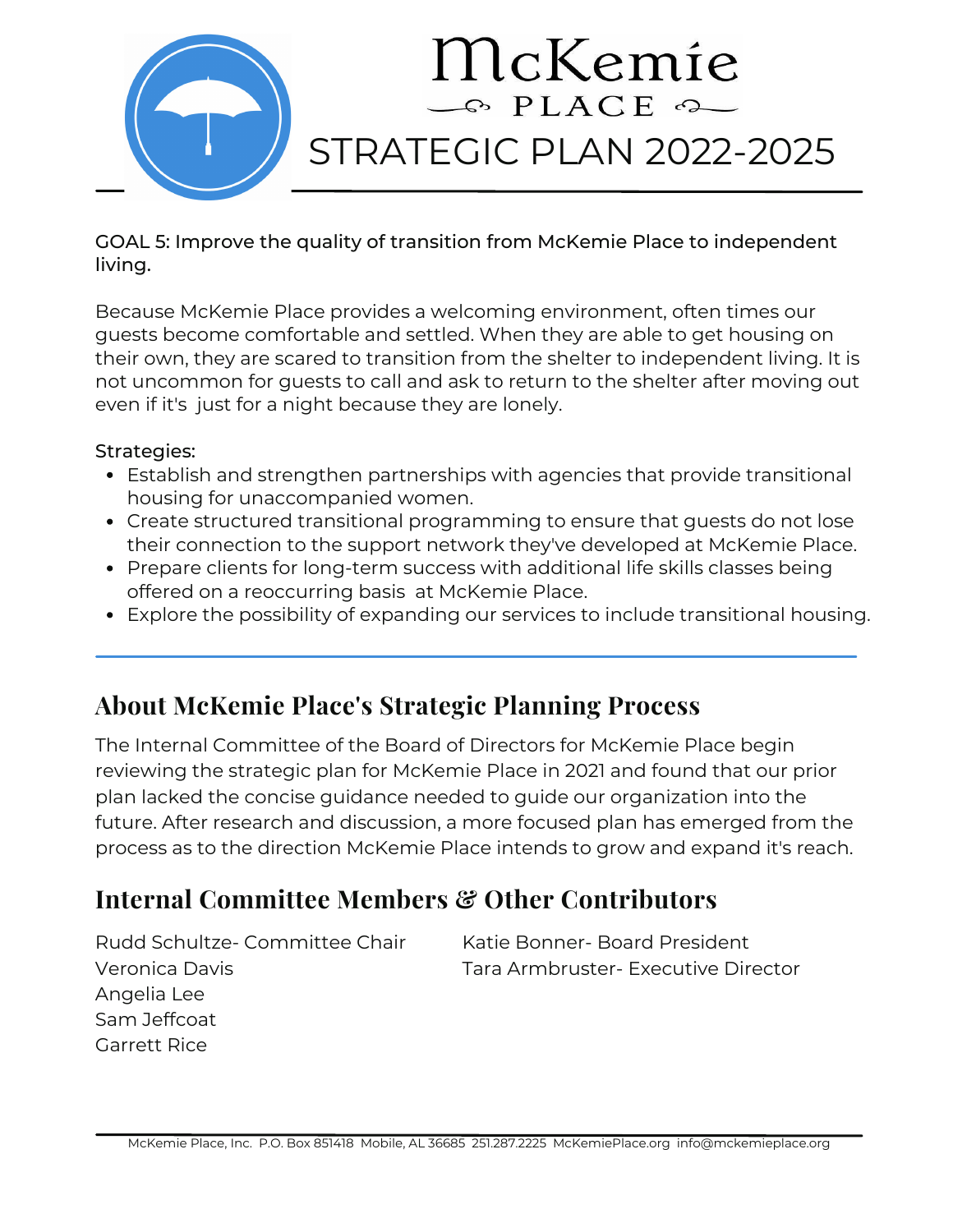# McKemie Place

## STRATEGIC PLAN 2022-2025

GOAL 5: Improve the quality of transition from McKemie Place to independent living.

Because McKemie Place provides a welcoming environment, often times our guests become comfortable and settled. When they are able to get housing on their own, they are scared to transition from the shelter to independent living. It is not uncommon for guests to call and ask to return to the shelter after moving out even if it's just for a night because they are lonely.

Strategies:

- Establish and strengthen partnerships with agencies that provide transitional housing for unaccompanied women.
- Create structured transitional programming to ensure that guests do not lose their connection to the support network they've developed at McKemie Place.
- Prepare clients for long-term success with additional life skills classes being offered on a reoccurring basis at McKemie Place.
- Explore the possibility of expanding our services to include transitional housing.

## About McKemie Place's Strategic Planning Process

The Internal Committee of the Board of Directors for McKemie Place begin reviewing the strategic plan for McKemie Place in 2021 and found that our prior plan lacked the concise guidance needed to guide our organization into the future. After research and discussion, a more focused plan has emerged from the process as to the direction McKemie Place intends to grow and expand it's reach.

## Internal Committee Members & Other Contributors

Rudd Schultze- Committee Chair
Veronica Davis
Angelia Lee
Sam Jeffcoat
Garrett Rice

Katie Bonner- Board President
Tara Armbruster- Executive Director

McKemie Place, Inc. P.O. Box 851418 Mobile, AL 36685 251.287.2225 McKemiePlace.org info@mckemieplace.org